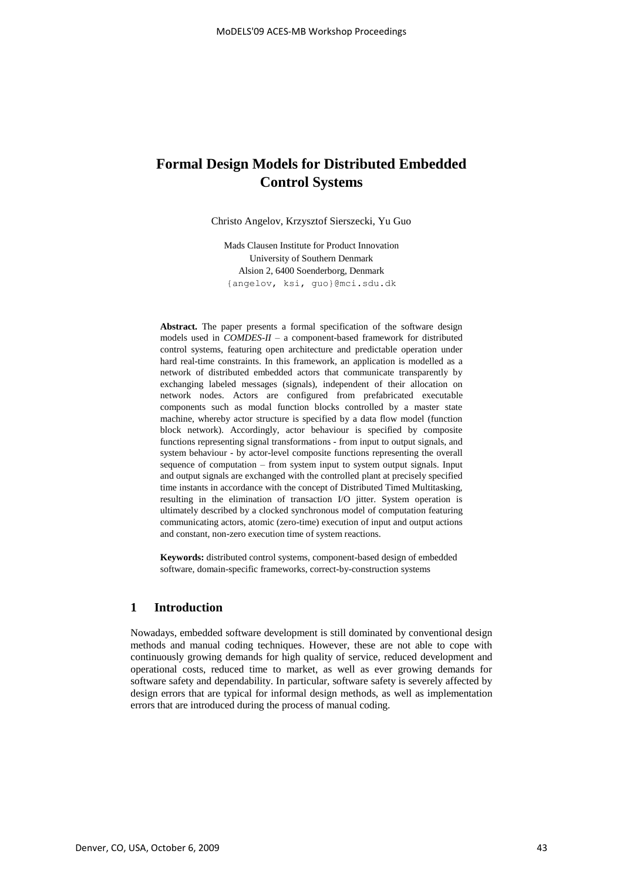# Formal Design Models for Distributed Embedded Control Systems

Christo Angelov, Krzysztof Sierszecki, Yu Guo

Mads Clausen Institute for Product Innovation
University of Southern Denmark
Alsion 2, 6400 Soenderborg, Denmark
{angelov, ksi, guo}@mci.sdu.dk

**Abstract.** The paper presents a formal specification of the software design models used in *COMDES-II* – a component-based framework for distributed control systems, featuring open architecture and predictable operation under hard real-time constraints. In this framework, an application is modelled as a network of distributed embedded actors that communicate transparently by exchanging labeled messages (signals), independent of their allocation on network nodes. Actors are configured from prefabricated executable components such as modal function blocks controlled by a master state machine, whereby actor structure is specified by a data flow model (function block network). Accordingly, actor behaviour is specified by composite functions representing signal transformations - from input to output signals, and system behaviour - by actor-level composite functions representing the overall sequence of computation – from system input to system output signals. Input and output signals are exchanged with the controlled plant at precisely specified time instants in accordance with the concept of Distributed Timed Multitasking, resulting in the elimination of transaction I/O jitter. System operation is ultimately described by a clocked synchronous model of computation featuring communicating actors, atomic (zero-time) execution of input and output actions and constant, non-zero execution time of system reactions.

**Keywords:** distributed control systems, component-based design of embedded software, domain-specific frameworks, correct-by-construction systems

## 1 Introduction

Nowadays, embedded software development is still dominated by conventional design methods and manual coding techniques. However, these are not able to cope with continuously growing demands for high quality of service, reduced development and operational costs, reduced time to market, as well as ever growing demands for software safety and dependability. In particular, software safety is severely affected by design errors that are typical for informal design methods, as well as implementation errors that are introduced during the process of manual coding.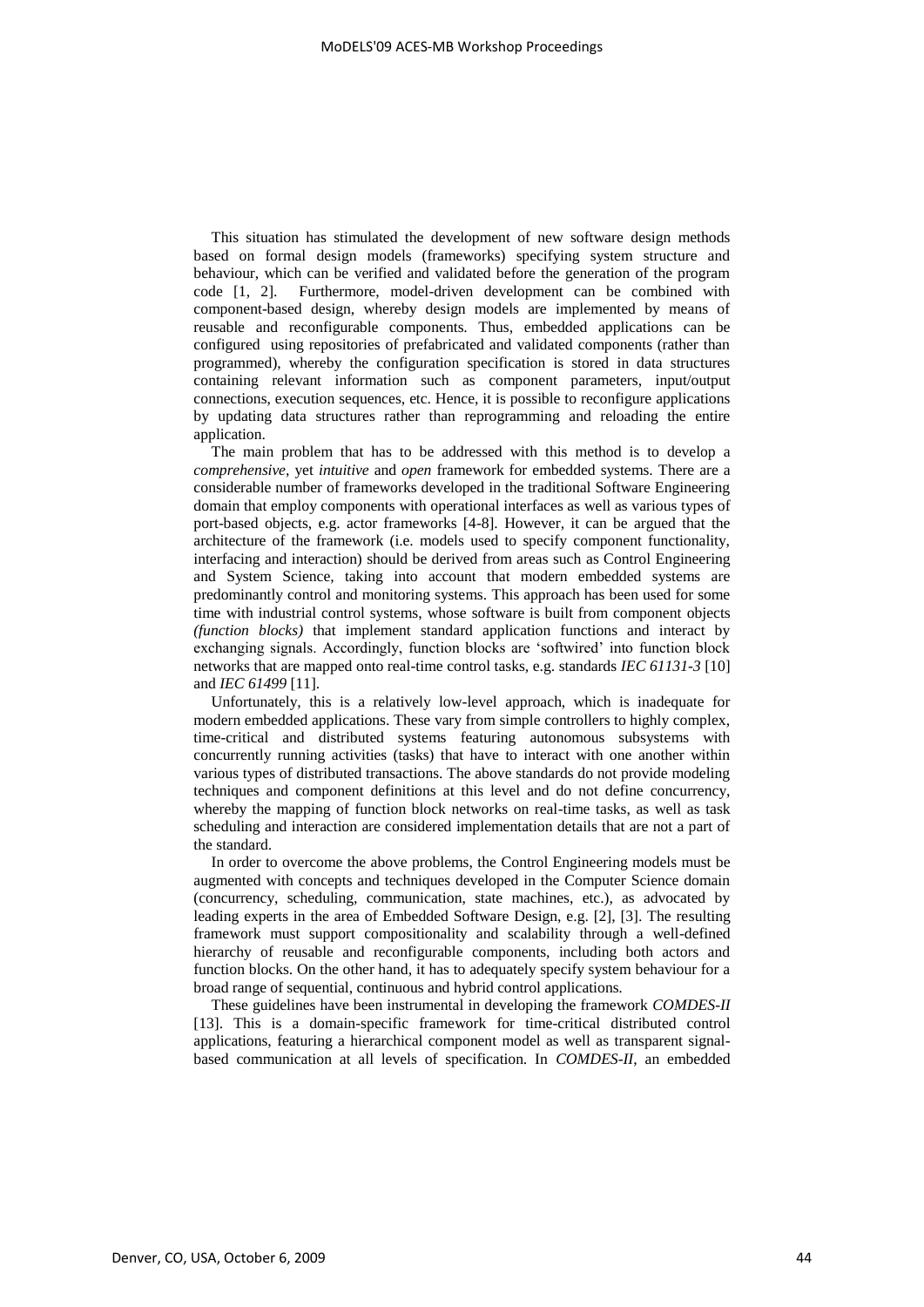This situation has stimulated the development of new software design methods based on formal design models (frameworks) specifying system structure and behaviour, which can be verified and validated before the generation of the program code [1, 2]. Furthermore, model-driven development can be combined with component-based design, whereby design models are implemented by means of reusable and reconfigurable components. Thus, embedded applications can be configured using repositories of prefabricated and validated components (rather than programmed), whereby the configuration specification is stored in data structures containing relevant information such as component parameters, input/output connections, execution sequences, etc. Hence, it is possible to reconfigure applications by updating data structures rather than reprogramming and reloading the entire application.

The main problem that has to be addressed with this method is to develop a *comprehensive*, yet *intuitive* and *open* framework for embedded systems. There are a considerable number of frameworks developed in the traditional Software Engineering domain that employ components with operational interfaces as well as various types of port-based objects, e.g. actor frameworks [4-8]. However, it can be argued that the architecture of the framework (i.e. models used to specify component functionality, interfacing and interaction) should be derived from areas such as Control Engineering and System Science, taking into account that modern embedded systems are predominantly control and monitoring systems. This approach has been used for some time with industrial control systems, whose software is built from component objects *(function blocks)* that implement standard application functions and interact by exchanging signals. Accordingly, function blocks are 'softwired' into function block networks that are mapped onto real-time control tasks, e.g. standards *IEC 61131-3* [10] and *IEC 61499* [11].

Unfortunately, this is a relatively low-level approach, which is inadequate for modern embedded applications. These vary from simple controllers to highly complex, time-critical and distributed systems featuring autonomous subsystems with concurrently running activities (tasks) that have to interact with one another within various types of distributed transactions. The above standards do not provide modeling techniques and component definitions at this level and do not define concurrency, whereby the mapping of function block networks on real-time tasks, as well as task scheduling and interaction are considered implementation details that are not a part of the standard.

In order to overcome the above problems, the Control Engineering models must be augmented with concepts and techniques developed in the Computer Science domain (concurrency, scheduling, communication, state machines, etc.), as advocated by leading experts in the area of Embedded Software Design, e.g. [2], [3]. The resulting framework must support compositionality and scalability through a well-defined hierarchy of reusable and reconfigurable components, including both actors and function blocks. On the other hand, it has to adequately specify system behaviour for a broad range of sequential, continuous and hybrid control applications.

These guidelines have been instrumental in developing the framework *COMDES-II* [13]. This is a domain-specific framework for time-critical distributed control applications, featuring a hierarchical component model as well as transparent signal-based communication at all levels of specification. In *COMDES-II*, an embedded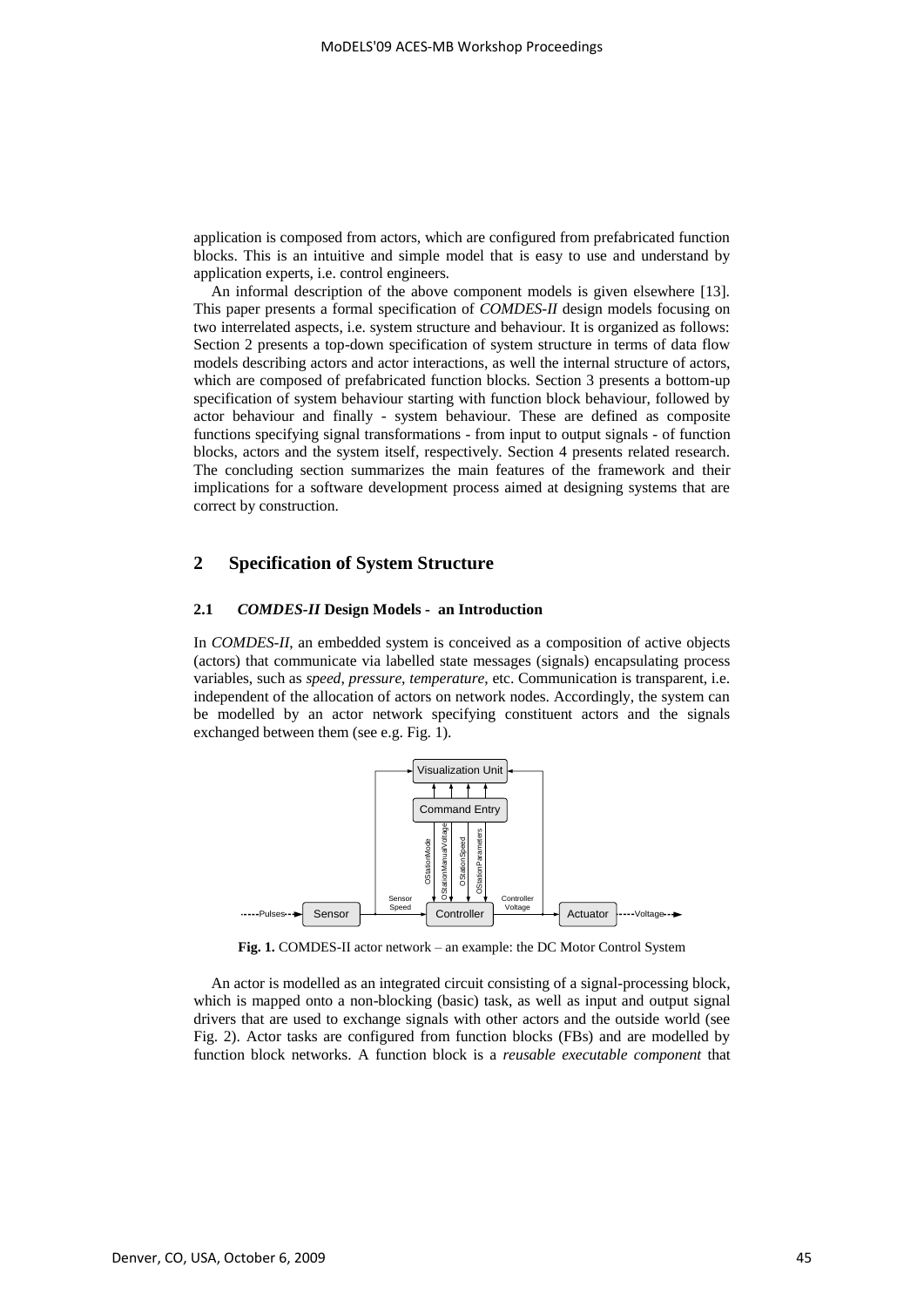application is composed from actors, which are configured from prefabricated function blocks. This is an intuitive and simple model that is easy to use and understand by application experts, i.e. control engineers.

An informal description of the above component models is given elsewhere [13]. This paper presents a formal specification of *COMDES-II* design models focusing on two interrelated aspects, i.e. system structure and behaviour. It is organized as follows: Section 2 presents a top-down specification of system structure in terms of data flow models describing actors and actor interactions, as well the internal structure of actors, which are composed of prefabricated function blocks. Section 3 presents a bottom-up specification of system behaviour starting with function block behaviour, followed by actor behaviour and finally - system behaviour. These are defined as composite functions specifying signal transformations - from input to output signals - of function blocks, actors and the system itself, respectively. Section 4 presents related research. The concluding section summarizes the main features of the framework and their implications for a software development process aimed at designing systems that are correct by construction.

## 2 Specification of System Structure

### 2.1 *COMDES-II* Design Models - an Introduction

In *COMDES-II*, an embedded system is conceived as a composition of active objects (actors) that communicate via labelled state messages (signals) encapsulating process variables, such as *speed*, *pressure*, *temperature*, etc. Communication is transparent, i.e. independent of the allocation of actors on network nodes. Accordingly, the system can be modelled by an actor network specifying constituent actors and the signals exchanged between them (see e.g. Fig. 1).

**Fig. 1.** COMDES-II actor network – an example: the DC Motor Control System

An actor is modelled as an integrated circuit consisting of a signal-processing block, which is mapped onto a non-blocking (basic) task, as well as input and output signal drivers that are used to exchange signals with other actors and the outside world (see Fig. 2). Actor tasks are configured from function blocks (FBs) and are modelled by function block networks. A function block is a *reusable executable component* that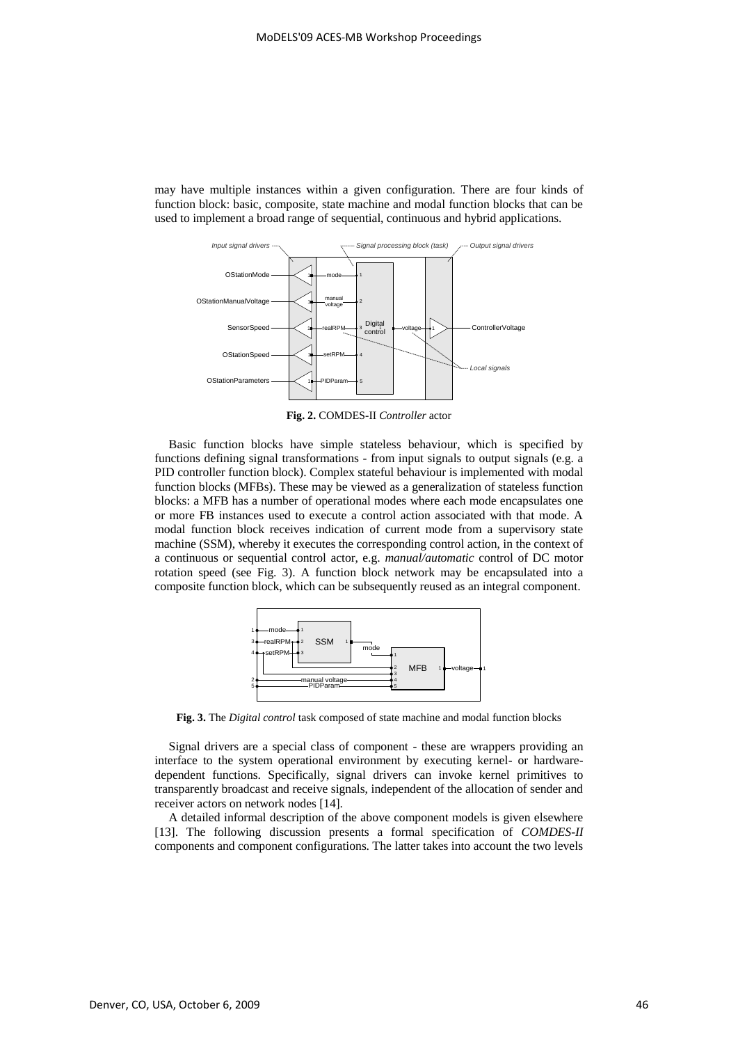may have multiple instances within a given configuration. There are four kinds of function block: basic, composite, state machine and modal function blocks that can be used to implement a broad range of sequential, continuous and hybrid applications.

**Fig. 2.** COMDES-II *Controller* actor

Basic function blocks have simple stateless behaviour, which is specified by functions defining signal transformations - from input signals to output signals (e.g. a PID controller function block). Complex stateful behaviour is implemented with modal function blocks (MFBs). These may be viewed as a generalization of stateless function blocks: a MFB has a number of operational modes where each mode encapsulates one or more FB instances used to execute a control action associated with that mode. A modal function block receives indication of current mode from a supervisory state machine (SSM), whereby it executes the corresponding control action, in the context of a continuous or sequential control actor, e.g. *manual/automatic* control of DC motor rotation speed (see Fig. 3). A function block network may be encapsulated into a composite function block, which can be subsequently reused as an integral component.

**Fig. 3.** The *Digital control* task composed of state machine and modal function blocks

Signal drivers are a special class of component - these are wrappers providing an interface to the system operational environment by executing kernel- or hardware-dependent functions. Specifically, signal drivers can invoke kernel primitives to transparently broadcast and receive signals, independent of the allocation of sender and receiver actors on network nodes [14].

A detailed informal description of the above component models is given elsewhere [13]. The following discussion presents a formal specification of *COMDES-II* components and component configurations. The latter takes into account the two levels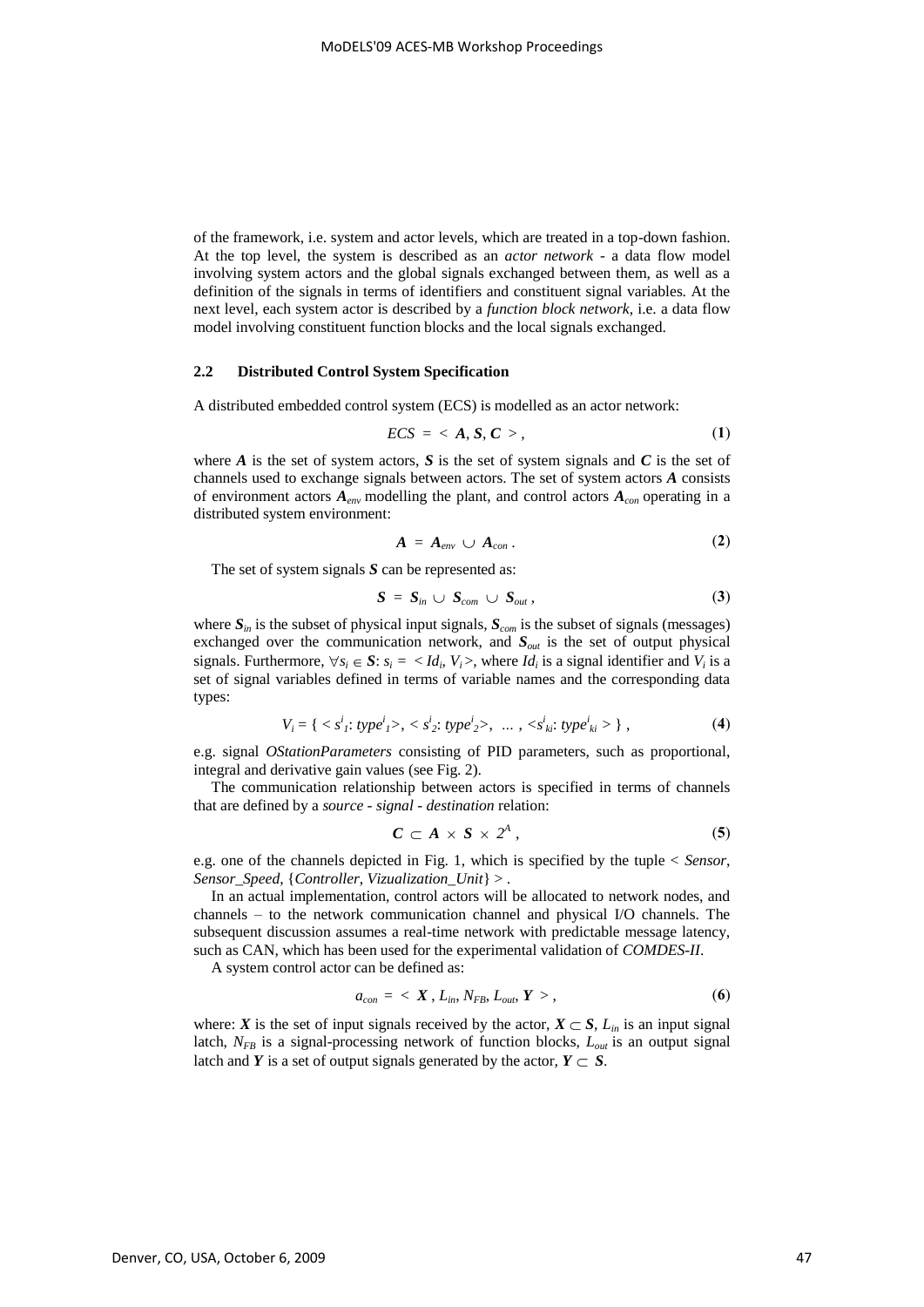of the framework, i.e. system and actor levels, which are treated in a top-down fashion. At the top level, the system is described as an *actor network* - a data flow model involving system actors and the global signals exchanged between them, as well as a definition of the signals in terms of identifiers and constituent signal variables. At the next level, each system actor is described by a *function block network*, i.e. a data flow model involving constituent function blocks and the local signals exchanged.

### 2.2 Distributed Control System Specification

A distributed embedded control system (ECS) is modelled as an actor network:

$$ECS = < \boldsymbol{A}, \boldsymbol{S}, \boldsymbol{C} > , \tag{1}$$

where $\boldsymbol{A}$ is the set of system actors, $\boldsymbol{S}$ is the set of system signals and $\boldsymbol{C}$ is the set of channels used to exchange signals between actors. The set of system actors $\boldsymbol{A}$ consists of environment actors $\boldsymbol{A}_{env}$ modelling the plant, and control actors $\boldsymbol{A}_{con}$ operating in a distributed system environment:

$$\boldsymbol{A} = \boldsymbol{A}_{env} \cup \boldsymbol{A}_{con} . \tag{2}$$

The set of system signals $\boldsymbol{S}$ can be represented as:

$$\boldsymbol{S} = \boldsymbol{S}_{in} \cup \boldsymbol{S}_{com} \cup \boldsymbol{S}_{out} , \tag{3}$$

where $\boldsymbol{S}_{in}$ is the subset of physical input signals, $\boldsymbol{S}_{com}$ is the subset of signals (messages) exchanged over the communication network, and $\boldsymbol{S}_{out}$ is the set of output physical signals. Furthermore, $\forall s_i \in \boldsymbol{S}$: $s_i = < Id_i, V_i >$, where $Id_i$ is a signal identifier and $V_i$ is a set of signal variables defined in terms of variable names and the corresponding data types:

$$V_i = \{ < s^i_1 : type^i_1 >, < s^i_2 : type^i_2 >, \; \dots \; , < s^i_{ki} : type^i_{ki} > \} , \tag{4}$$

e.g. signal *OStationParameters* consisting of PID parameters, such as proportional, integral and derivative gain values (see Fig. 2).

The communication relationship between actors is specified in terms of channels that are defined by a *source - signal - destination* relation:

$$\boldsymbol{C} \subset \boldsymbol{A} \times \boldsymbol{S} \times 2^{\boldsymbol{A}} , \tag{5}$$

e.g. one of the channels depicted in Fig. 1, which is specified by the tuple < *Sensor*, *Sensor_Speed*, {*Controller*, *Vizualization_Unit*} > .

In an actual implementation, control actors will be allocated to network nodes, and channels – to the network communication channel and physical I/O channels. The subsequent discussion assumes a real-time network with predictable message latency, such as CAN, which has been used for the experimental validation of *COMDES-II*.

A system control actor can be defined as:

$$a_{con} = < \boldsymbol{X} , L_{in}, N_{FB}, L_{out}, \boldsymbol{Y} > , \tag{6}$$

where: $\boldsymbol{X}$ is the set of input signals received by the actor, $\boldsymbol{X} \subset \boldsymbol{S}$, $L_{in}$ is an input signal latch, $N_{FB}$ is a signal-processing network of function blocks, $L_{out}$ is an output signal latch and $\boldsymbol{Y}$ is a set of output signals generated by the actor, $\boldsymbol{Y} \subset \boldsymbol{S}$.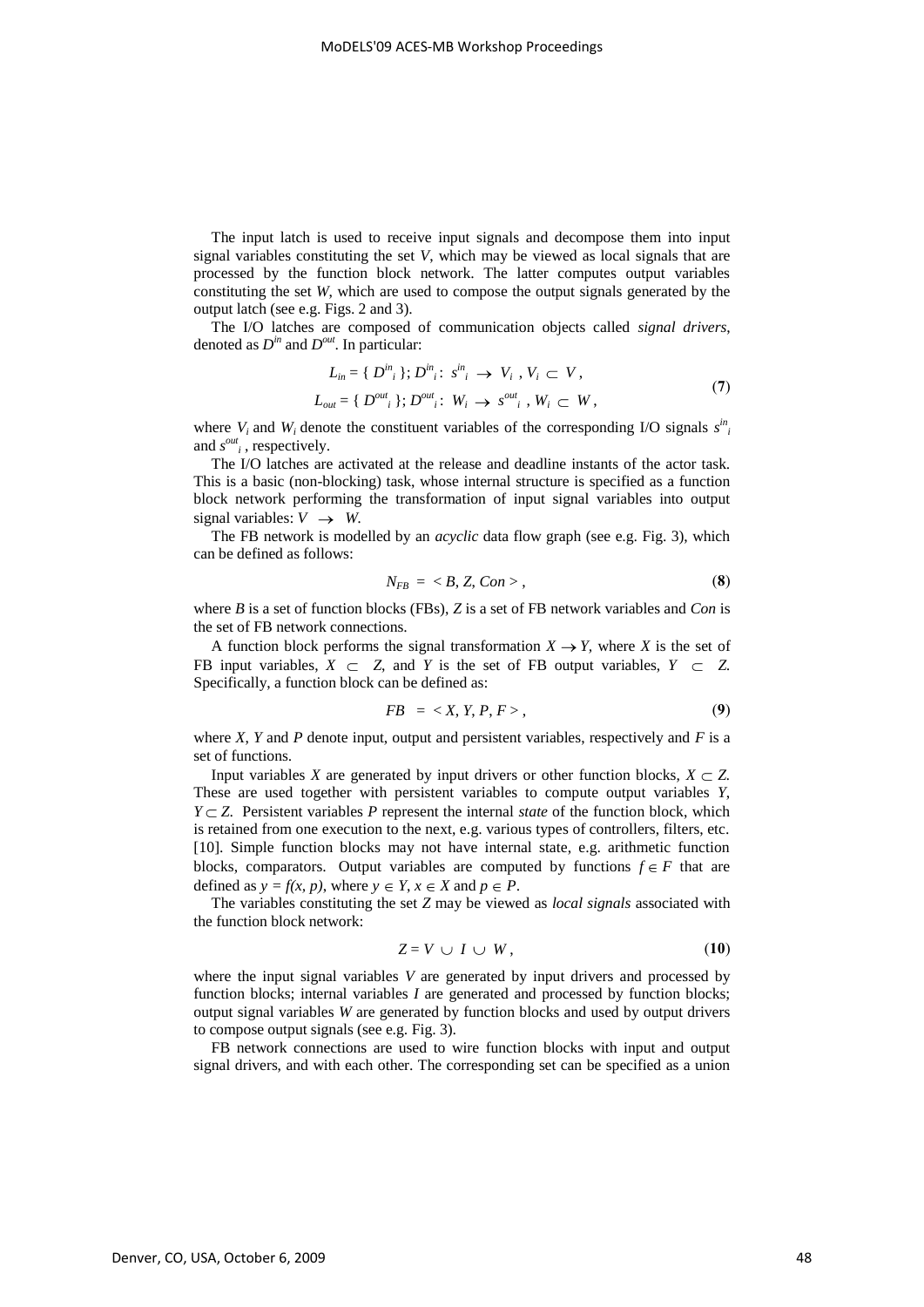The input latch is used to receive input signals and decompose them into input signal variables constituting the set $V$, which may be viewed as local signals that are processed by the function block network. The latter computes output variables constituting the set $W$, which are used to compose the output signals generated by the output latch (see e.g. Figs. 2 and 3).

The I/O latches are composed of communication objects called *signal drivers*, denoted as $D^{in}$ and $D^{out}$. In particular:

$$L_{in} = \{ D^{in}_i \};\, D^{in}_i :\ s^{in}_i \ \rightarrow\ V_i\ ,\, V_i \subset V\,,$$
$$L_{out} = \{ D^{out}_i \};\, D^{out}_i :\ W_i \ \rightarrow\ s^{out}_i\ ,\, W_i \subset W\,, \tag{7}$$

where $V_i$ and $W_i$ denote the constituent variables of the corresponding I/O signals $s^{in}_i$ and $s^{out}_i$, respectively.

The I/O latches are activated at the release and deadline instants of the actor task. This is a basic (non-blocking) task, whose internal structure is specified as a function block network performing the transformation of input signal variables into output signal variables: $V \ \rightarrow\ W$.

The FB network is modelled by an *acyclic* data flow graph (see e.g. Fig. 3), which can be defined as follows:

$$N_{FB}\ =\ < B, Z, Con >\,, \tag{8}$$

where $B$ is a set of function blocks (FBs), $Z$ is a set of FB network variables and $Con$ is the set of FB network connections.

A function block performs the signal transformation $X \rightarrow Y$, where $X$ is the set of FB input variables, $X\ \subset\ Z$, and $Y$ is the set of FB output variables, $Y\ \subset\ Z$. Specifically, a function block can be defined as:

$$FB\ \ =\ < X, Y, P, F >\,, \tag{9}$$

where $X$, $Y$ and $P$ denote input, output and persistent variables, respectively and $F$ is a set of functions.

Input variables $X$ are generated by input drivers or other function blocks, $X \subset Z$. These are used together with persistent variables to compute output variables $Y$, $Y \subset Z$. Persistent variables $P$ represent the internal *state* of the function block, which is retained from one execution to the next, e.g. various types of controllers, filters, etc. [10]. Simple function blocks may not have internal state, e.g. arithmetic function blocks, comparators. Output variables are computed by functions $f \in F$ that are defined as $y = f(x, p)$, where $y \in Y$, $x \in X$ and $p \in P$.

The variables constituting the set $Z$ may be viewed as *local signals* associated with the function block network:

$$Z = V\ \cup\ I\ \cup\ W\,, \tag{10}$$

where the input signal variables $V$ are generated by input drivers and processed by function blocks; internal variables $I$ are generated and processed by function blocks; output signal variables $W$ are generated by function blocks and used by output drivers to compose output signals (see e.g. Fig. 3).

FB network connections are used to wire function blocks with input and output signal drivers, and with each other. The corresponding set can be specified as a union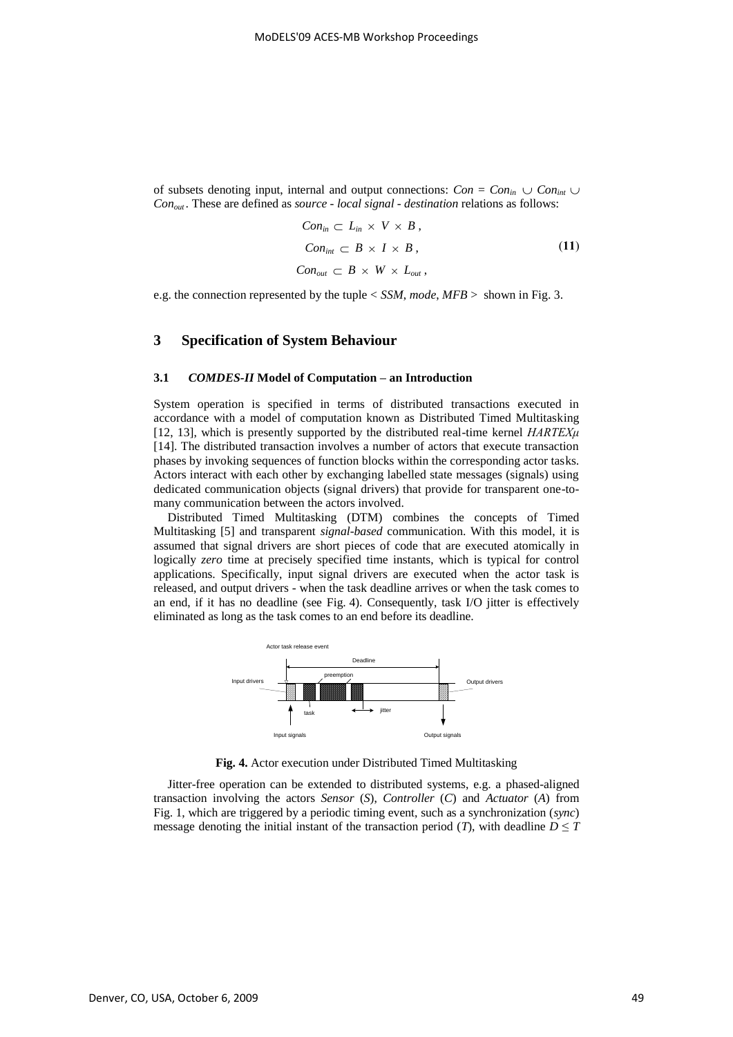of subsets denoting input, internal and output connections: $Con = Con_{in} \cup Con_{int} \cup Con_{out}$. These are defined as *source - local signal - destination* relations as follows:

$$
\begin{aligned}
Con_{in} &\subset L_{in} \times V \times B, \\
Con_{int} &\subset B \times I \times B, \\
Con_{out} &\subset B \times W \times L_{out},
\end{aligned}
\tag{11}
$$

e.g. the connection represented by the tuple < *SSM*, *mode*, *MFB* > shown in Fig. 3.

## 3 Specification of System Behaviour

### 3.1 *COMDES-II* Model of Computation – an Introduction

System operation is specified in terms of distributed transactions executed in accordance with a model of computation known as Distributed Timed Multitasking [12, 13], which is presently supported by the distributed real-time kernel *HARTEXμ* [14]. The distributed transaction involves a number of actors that execute transaction phases by invoking sequences of function blocks within the corresponding actor tasks. Actors interact with each other by exchanging labelled state messages (signals) using dedicated communication objects (signal drivers) that provide for transparent one-to-many communication between the actors involved.

Distributed Timed Multitasking (DTM) combines the concepts of Timed Multitasking [5] and transparent *signal-based* communication. With this model, it is assumed that signal drivers are short pieces of code that are executed atomically in logically *zero* time at precisely specified time instants, which is typical for control applications. Specifically, input signal drivers are executed when the actor task is released, and output drivers - when the task deadline arrives or when the task comes to an end, if it has no deadline (see Fig. 4). Consequently, task I/O jitter is effectively eliminated as long as the task comes to an end before its deadline.

**Fig. 4.** Actor execution under Distributed Timed Multitasking

Jitter-free operation can be extended to distributed systems, e.g. a phased-aligned transaction involving the actors *Sensor* (*S*), *Controller* (*C*) and *Actuator* (*A*) from Fig. 1, which are triggered by a periodic timing event, such as a synchronization (*sync*) message denoting the initial instant of the transaction period ($T$), with deadline $D \leq T$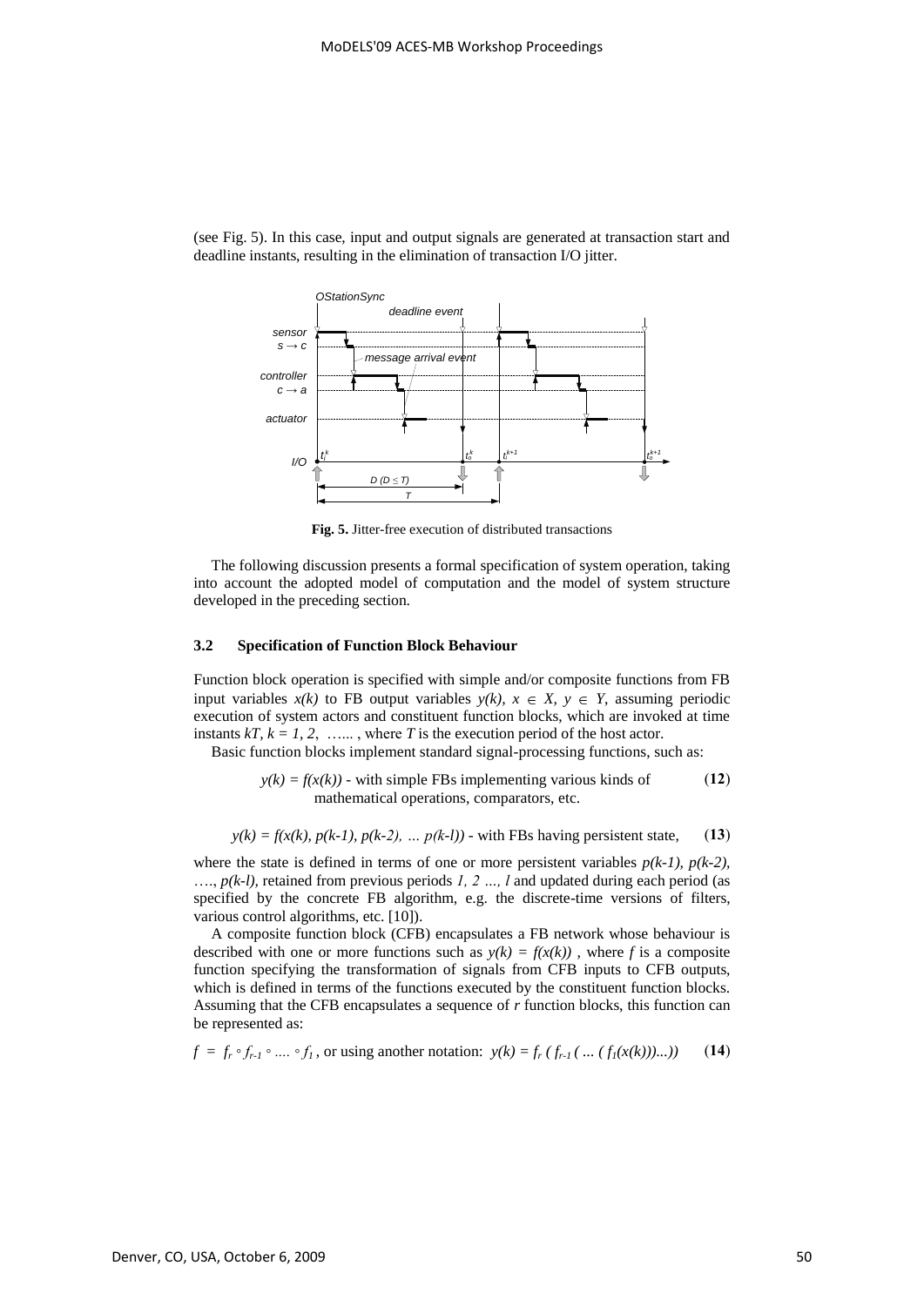(see Fig. 5). In this case, input and output signals are generated at transaction start and deadline instants, resulting in the elimination of transaction I/O jitter.

**Fig. 5.** Jitter-free execution of distributed transactions

The following discussion presents a formal specification of system operation, taking into account the adopted model of computation and the model of system structure developed in the preceding section.

### 3.2 Specification of Function Block Behaviour

Function block operation is specified with simple and/or composite functions from FB input variables $x(k)$ to FB output variables $y(k)$, $x \in X$, $y \in Y$, assuming periodic execution of system actors and constituent function blocks, which are invoked at time instants $kT$, $k = 1, 2, \ldots$ , where $T$ is the execution period of the host actor.

Basic function blocks implement standard signal-processing functions, such as:

$y(k) = f(x(k))$ - with simple FBs implementing various kinds of mathematical operations, comparators, etc. **(12)**

$y(k) = f(x(k), p(k\text{-}1), p(k\text{-}2), \ldots p(k\text{-}l))$ - with FBs having persistent state, **(13)**

where the state is defined in terms of one or more persistent variables $p(k\text{-}1)$, $p(k\text{-}2)$, …., $p(k\text{-}l)$, retained from previous periods $1, 2 \ldots, l$ and updated during each period (as specified by the concrete FB algorithm, e.g. the discrete-time versions of filters, various control algorithms, etc. [10]).

A composite function block (CFB) encapsulates a FB network whose behaviour is described with one or more functions such as $y(k) = f(x(k))$ , where $f$ is a composite function specifying the transformation of signals from CFB inputs to CFB outputs, which is defined in terms of the functions executed by the constituent function blocks. Assuming that the CFB encapsulates a sequence of $r$ function blocks, this function can be represented as:

$f = f_r \circ f_{r-1} \circ \ldots \circ f_1$ , or using another notation: $y(k) = f_r ( f_{r-1} ( \ldots ( f_1(x(k)))\ldots))$ **(14)**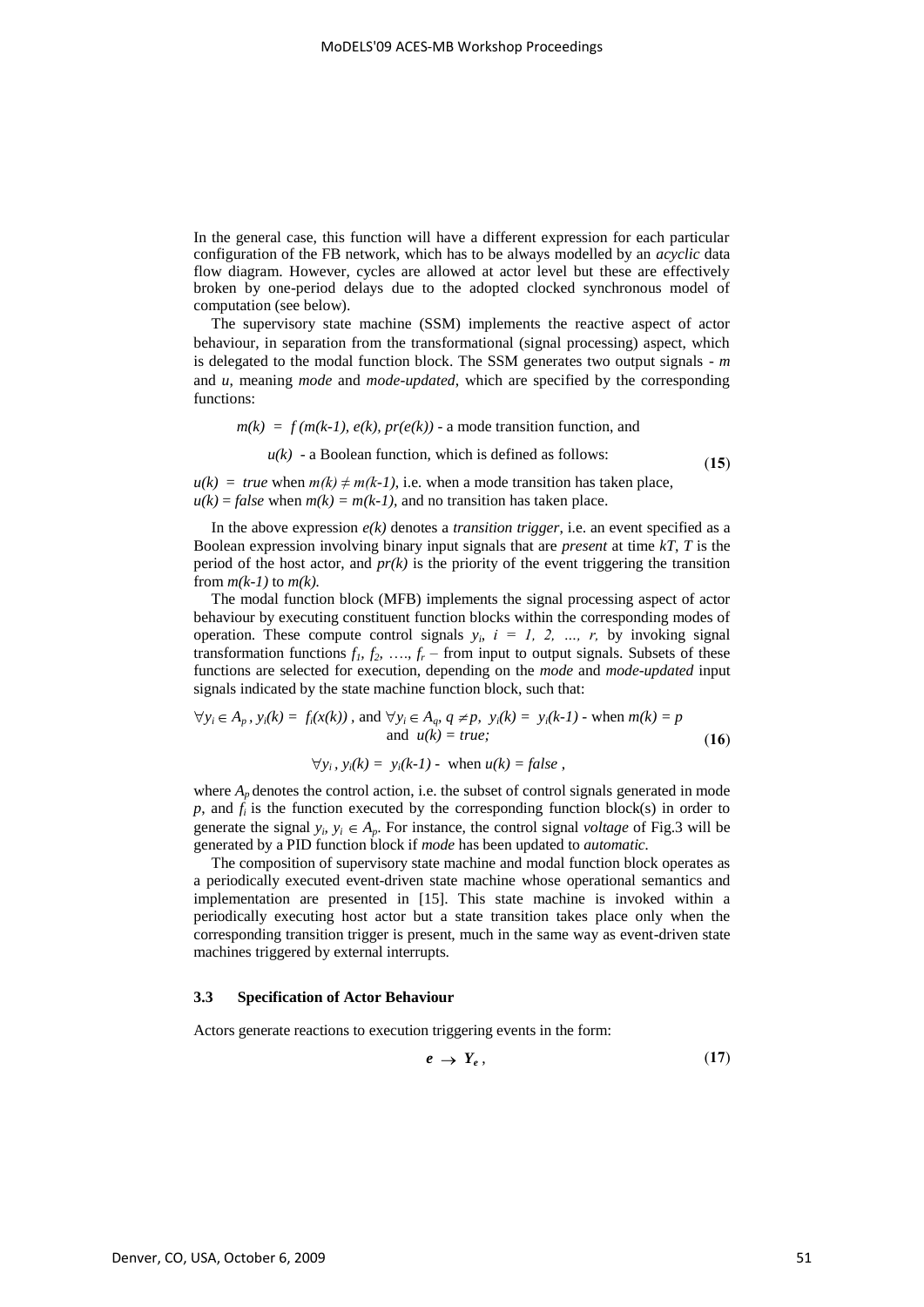In the general case, this function will have a different expression for each particular configuration of the FB network, which has to be always modelled by an *acyclic* data flow diagram. However, cycles are allowed at actor level but these are effectively broken by one-period delays due to the adopted clocked synchronous model of computation (see below).

The supervisory state machine (SSM) implements the reactive aspect of actor behaviour, in separation from the transformational (signal processing) aspect, which is delegated to the modal function block. The SSM generates two output signals - $m$ and $u$, meaning *mode* and *mode-updated*, which are specified by the corresponding functions:

$$m(k) = f(m(k-1), e(k), pr(e(k))) \text{ - a mode transition function, and}$$

$$u(k) \text{ - a Boolean function, which is defined as follows:} \tag{15}$$

$u(k) = true$ when $m(k) \neq m(k-1)$, i.e. when a mode transition has taken place,
$u(k) = false$ when $m(k) = m(k-1)$, and no transition has taken place.

In the above expression $e(k)$ denotes a *transition trigger*, i.e. an event specified as a Boolean expression involving binary input signals that are *present* at time $kT$, $T$ is the period of the host actor, and $pr(k)$ is the priority of the event triggering the transition from $m(k-1)$ to $m(k)$.

The modal function block (MFB) implements the signal processing aspect of actor behaviour by executing constituent function blocks within the corresponding modes of operation. These compute control signals $y_i$, $i = 1, 2, \ldots, r$, by invoking signal transformation functions $f_1, f_2, \ldots, f_r$ – from input to output signals. Subsets of these functions are selected for execution, depending on the *mode* and *mode-updated* input signals indicated by the state machine function block, such that:

$$\forall y_i \in A_p,\ y_i(k) = f_i(x(k)),\ \text{and}\ \forall y_i \in A_q,\ q \neq p,\ y_i(k) = y_i(k-1) \text{ - when } m(k) = p \text{ and } u(k) = true;$$

$$\forall y_i,\ y_i(k) = y_i(k-1) \text{ - when } u(k) = false, \tag{16}$$

where $A_p$ denotes the control action, i.e. the subset of control signals generated in mode $p$, and $f_i$ is the function executed by the corresponding function block(s) in order to generate the signal $y_i$, $y_i \in A_p$. For instance, the control signal *voltage* of Fig.3 will be generated by a PID function block if *mode* has been updated to *automatic*.

The composition of supervisory state machine and modal function block operates as a periodically executed event-driven state machine whose operational semantics and implementation are presented in [15]. This state machine is invoked within a periodically executing host actor but a state transition takes place only when the corresponding transition trigger is present, much in the same way as event-driven state machines triggered by external interrupts.

### 3.3 Specification of Actor Behaviour

Actors generate reactions to execution triggering events in the form:

$$e \rightarrow Y_e, \tag{17}$$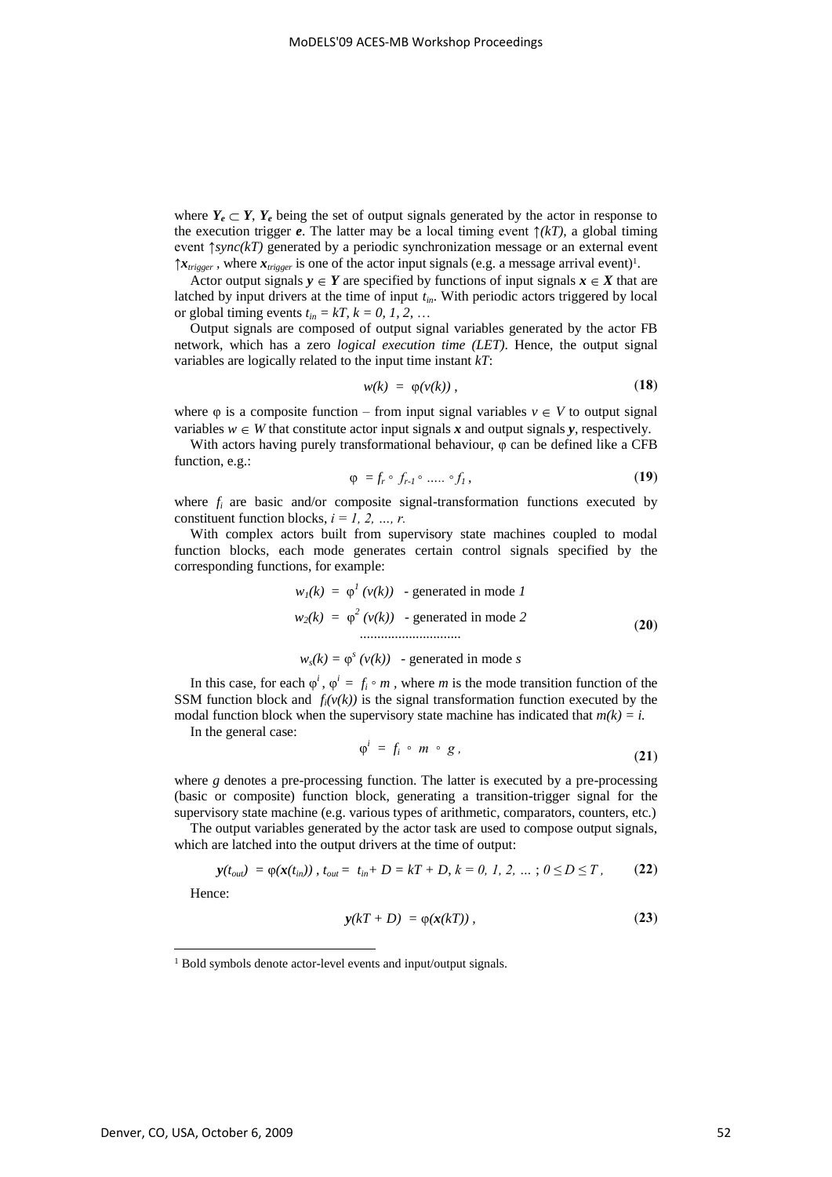where $\boldsymbol{Y_e} \subset \boldsymbol{Y}$, $\boldsymbol{Y_e}$ being the set of output signals generated by the actor in response to the execution trigger $\boldsymbol{e}$. The latter may be a local timing event $\uparrow(kT)$, a global timing event $\uparrow sync(kT)$ generated by a periodic synchronization message or an external event $\uparrow \boldsymbol{x}_{trigger}$, where $\boldsymbol{x}_{trigger}$ is one of the actor input signals (e.g. a message arrival event)[1].

Actor output signals $\boldsymbol{y} \in \boldsymbol{Y}$ are specified by functions of input signals $\boldsymbol{x} \in \boldsymbol{X}$ that are latched by input drivers at the time of input $t_{in}$. With periodic actors triggered by local or global timing events $t_{in} = kT$, $k = 0, 1, 2, \ldots$

Output signals are composed of output signal variables generated by the actor FB network, which has a zero *logical execution time (LET)*. Hence, the output signal variables are logically related to the input time instant $kT$:

$$w(k) = \varphi(v(k)), \qquad \textbf{(18)}$$

where $\varphi$ is a composite function – from input signal variables $v \in V$ to output signal variables $w \in W$ that constitute actor input signals $\boldsymbol{x}$ and output signals $\boldsymbol{y}$, respectively.

With actors having purely transformational behaviour, $\varphi$ can be defined like a CFB function, e.g.:

$$\varphi = f_r \circ f_{r-1} \circ \ldots\ldots \circ f_1, \qquad \textbf{(19)}$$

where $f_i$ are basic and/or composite signal-transformation functions executed by constituent function blocks, $i = 1, 2, \ldots, r$.

With complex actors built from supervisory state machines coupled to modal function blocks, each mode generates certain control signals specified by the corresponding functions, for example:

$$\begin{aligned} w_1(k) &= \varphi^1(v(k)) \quad \text{- generated in mode } 1 \\ w_2(k) &= \varphi^2(v(k)) \quad \text{- generated in mode } 2 \\ &\ldots\ldots\ldots\ldots\ldots\ldots \\ w_s(k) &= \varphi^s(v(k)) \quad \text{- generated in mode } s \end{aligned} \qquad \textbf{(20)}$$

In this case, for each $\varphi^i$, $\varphi^i = f_i \circ m$, where $m$ is the mode transition function of the SSM function block and $f_i(v(k))$ is the signal transformation function executed by the modal function block when the supervisory state machine has indicated that $m(k) = i$.

In the general case:

$$\varphi^i = f_i \circ m \circ g, \qquad \textbf{(21)}$$

where $g$ denotes a pre-processing function. The latter is executed by a pre-processing (basic or composite) function block, generating a transition-trigger signal for the supervisory state machine (e.g. various types of arithmetic, comparators, counters, etc.)

The output variables generated by the actor task are used to compose output signals, which are latched into the output drivers at the time of output:

$$\boldsymbol{y}(t_{out}) = \varphi(\boldsymbol{x}(t_{in})), \; t_{out} = t_{in} + D = kT + D, \; k = 0, 1, 2, \ldots; \; 0 \le D \le T, \qquad \textbf{(22)}$$

Hence:

$$\boldsymbol{y}(kT + D) = \varphi(\boldsymbol{x}(kT)), \qquad \textbf{(23)}$$

[1] Bold symbols denote actor-level events and input/output signals.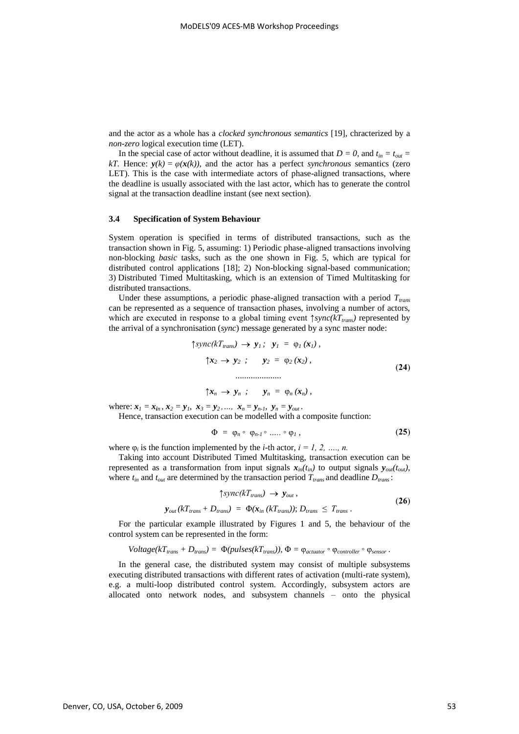and the actor as a whole has a *clocked synchronous semantics* [19], chracterized by a *non-zero* logical execution time (LET).

In the special case of actor without deadline, it is assumed that $D = 0$, and $t_{in} = t_{out} = kT$. Hence: $\boldsymbol{y}(k) = \varphi(\boldsymbol{x}(k))$, and the actor has a perfect *synchronous* semantics (zero LET). This is the case with intermediate actors of phase-aligned transactions, where the deadline is usually associated with the last actor, which has to generate the control signal at the transaction deadline instant (see next section).

### 3.4 Specification of System Behaviour

System operation is specified in terms of distributed transactions, such as the transaction shown in Fig. 5, assuming: 1) Periodic phase-aligned transactions involving non-blocking *basic* tasks, such as the one shown in Fig. 5, which are typical for distributed control applications [18]; 2) Non-blocking signal-based communication; 3) Distributed Timed Multitasking, which is an extension of Timed Multitasking for distributed transactions.

Under these assumptions, a periodic phase-aligned transaction with a period $T_{trans}$ can be represented as a sequence of transaction phases, involving a number of actors, which are executed in response to a global timing event $\uparrow sync(kT_{trans})$ represented by the arrival of a synchronisation (*sync*) message generated by a sync master node:

$$
\begin{aligned}
&\uparrow sync(kT_{trans}) \rightarrow \boldsymbol{y}_1 ; \quad \boldsymbol{y}_1 = \varphi_1(\boldsymbol{x}_1) , \\
&\uparrow \boldsymbol{x}_2 \rightarrow \boldsymbol{y}_2 ; \quad \boldsymbol{y}_2 = \varphi_2(\boldsymbol{x}_2) , \\
&\qquad \ldots\ldots\ldots\ldots\ldots\ldots \\
&\uparrow \boldsymbol{x}_n \rightarrow \boldsymbol{y}_n ; \quad \boldsymbol{y}_n = \varphi_n(\boldsymbol{x}_n) ,
\end{aligned}
\qquad (\mathbf{24})
$$

where: $\boldsymbol{x}_1 = \boldsymbol{x}_{in}$, $\boldsymbol{x}_2 = \boldsymbol{y}_1$, $\boldsymbol{x}_3 = \boldsymbol{y}_2, \ldots, \boldsymbol{x}_n = \boldsymbol{y}_{n-1}$, $\boldsymbol{y}_n = \boldsymbol{y}_{out}$.

Hence, transaction execution can be modelled with a composite function:

$$
\Phi = \varphi_n \circ \varphi_{n-1} \circ \ldots\ldots \circ \varphi_1 , \qquad (\mathbf{25})
$$

where $\varphi_i$ is the function implemented by the $i$-th actor, $i = 1, 2, \ldots., n$.

Taking into account Distributed Timed Multitasking, transaction execution can be represented as a transformation from input signals $\boldsymbol{x}_{in}(t_{in})$ to output signals $\boldsymbol{y}_{out}(t_{out})$, where $t_{in}$ and $t_{out}$ are determined by the transaction period $T_{trans}$ and deadline $D_{trans}$:

$$
\begin{aligned}
&\uparrow sync(kT_{trans}) \rightarrow \boldsymbol{y}_{out} , \\
&\boldsymbol{y}_{out}(kT_{trans} + D_{trans}) = \Phi(\boldsymbol{x}_{in}(kT_{trans})); \; D_{trans} \leq T_{trans} .
\end{aligned}
\qquad (\mathbf{26})
$$

For the particular example illustrated by Figures 1 and 5, the behaviour of the control system can be represented in the form:

$$
Voltage(kT_{trans} + D_{trans}) = \Phi(pulses(kT_{trans})), \; \Phi = \varphi_{actuator} \circ \varphi_{controller} \circ \varphi_{sensor} .
$$

In the general case, the distributed system may consist of multiple subsystems executing distributed transactions with different rates of activation (multi-rate system), e.g. a multi-loop distributed control system. Accordingly, subsystem actors are allocated onto network nodes, and subsystem channels – onto the physical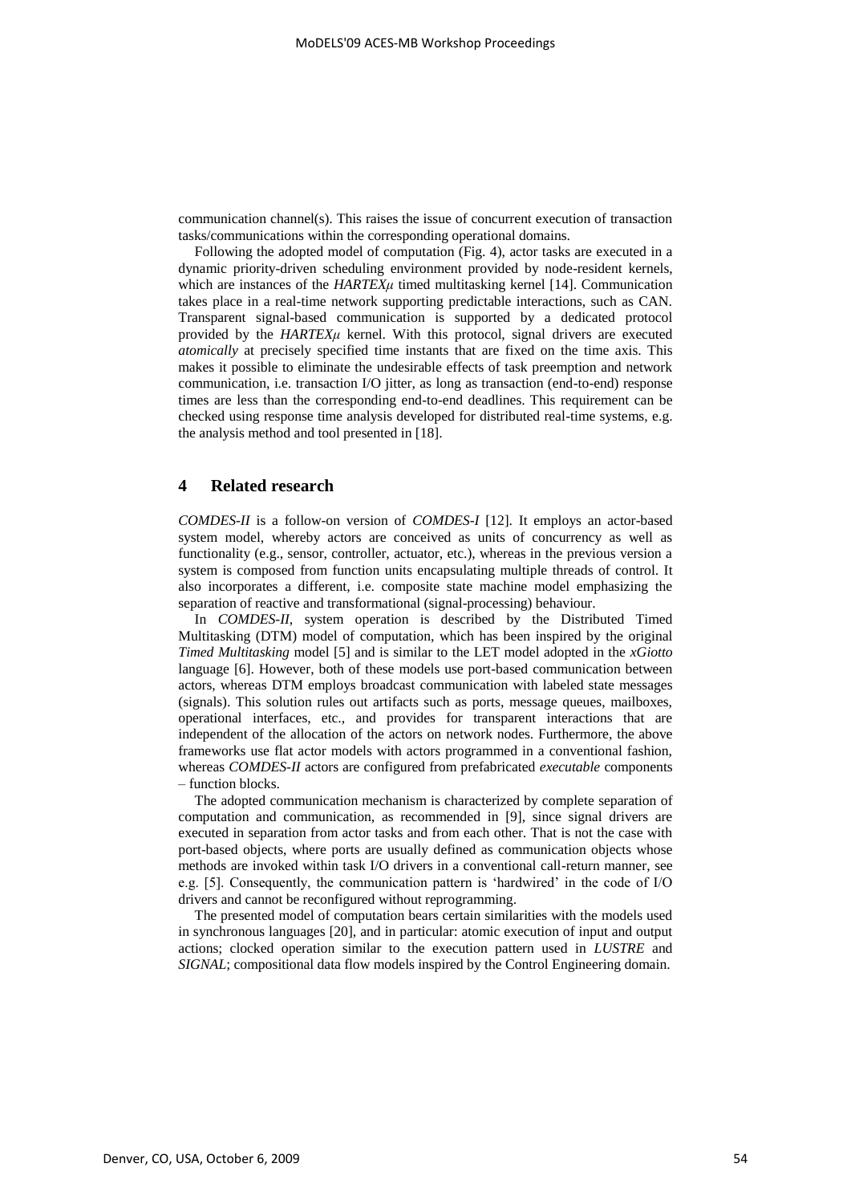communication channel(s). This raises the issue of concurrent execution of transaction tasks/communications within the corresponding operational domains.

Following the adopted model of computation (Fig. 4), actor tasks are executed in a dynamic priority-driven scheduling environment provided by node-resident kernels, which are instances of the *HARTEXμ* timed multitasking kernel [14]. Communication takes place in a real-time network supporting predictable interactions, such as CAN. Transparent signal-based communication is supported by a dedicated protocol provided by the *HARTEXμ* kernel. With this protocol, signal drivers are executed *atomically* at precisely specified time instants that are fixed on the time axis. This makes it possible to eliminate the undesirable effects of task preemption and network communication, i.e. transaction I/O jitter, as long as transaction (end-to-end) response times are less than the corresponding end-to-end deadlines. This requirement can be checked using response time analysis developed for distributed real-time systems, e.g. the analysis method and tool presented in [18].

## 4 Related research

*COMDES-II* is a follow-on version of *COMDES-I* [12]. It employs an actor-based system model, whereby actors are conceived as units of concurrency as well as functionality (e.g., sensor, controller, actuator, etc.), whereas in the previous version a system is composed from function units encapsulating multiple threads of control. It also incorporates a different, i.e. composite state machine model emphasizing the separation of reactive and transformational (signal-processing) behaviour.

In *COMDES-II*, system operation is described by the Distributed Timed Multitasking (DTM) model of computation, which has been inspired by the original *Timed Multitasking* model [5] and is similar to the LET model adopted in the *xGiotto* language [6]. However, both of these models use port-based communication between actors, whereas DTM employs broadcast communication with labeled state messages (signals). This solution rules out artifacts such as ports, message queues, mailboxes, operational interfaces, etc., and provides for transparent interactions that are independent of the allocation of the actors on network nodes. Furthermore, the above frameworks use flat actor models with actors programmed in a conventional fashion, whereas *COMDES-II* actors are configured from prefabricated *executable* components – function blocks.

The adopted communication mechanism is characterized by complete separation of computation and communication, as recommended in [9], since signal drivers are executed in separation from actor tasks and from each other. That is not the case with port-based objects, where ports are usually defined as communication objects whose methods are invoked within task I/O drivers in a conventional call-return manner, see e.g. [5]. Consequently, the communication pattern is 'hardwired' in the code of I/O drivers and cannot be reconfigured without reprogramming.

The presented model of computation bears certain similarities with the models used in synchronous languages [20], and in particular: atomic execution of input and output actions; clocked operation similar to the execution pattern used in *LUSTRE* and *SIGNAL*; compositional data flow models inspired by the Control Engineering domain.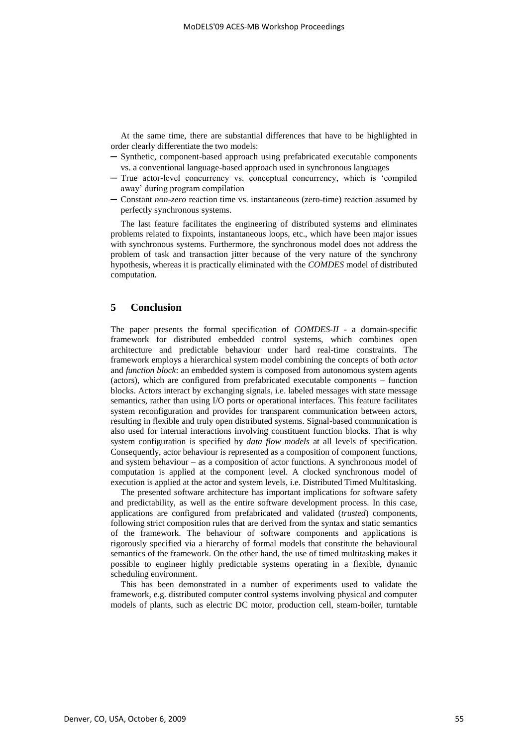At the same time, there are substantial differences that have to be highlighted in order clearly differentiate the two models:

- Synthetic, component-based approach using prefabricated executable components vs. a conventional language-based approach used in synchronous languages
- True actor-level concurrency vs. conceptual concurrency, which is 'compiled away' during program compilation
- Constant *non-zero* reaction time vs. instantaneous (zero-time) reaction assumed by perfectly synchronous systems.

The last feature facilitates the engineering of distributed systems and eliminates problems related to fixpoints, instantaneous loops, etc., which have been major issues with synchronous systems. Furthermore, the synchronous model does not address the problem of task and transaction jitter because of the very nature of the synchrony hypothesis, whereas it is practically eliminated with the *COMDES* model of distributed computation.

## 5 Conclusion

The paper presents the formal specification of *COMDES-II* - a domain-specific framework for distributed embedded control systems, which combines open architecture and predictable behaviour under hard real-time constraints. The framework employs a hierarchical system model combining the concepts of both *actor* and *function block*: an embedded system is composed from autonomous system agents (actors), which are configured from prefabricated executable components – function blocks. Actors interact by exchanging signals, i.e. labeled messages with state message semantics, rather than using I/O ports or operational interfaces. This feature facilitates system reconfiguration and provides for transparent communication between actors, resulting in flexible and truly open distributed systems. Signal-based communication is also used for internal interactions involving constituent function blocks. That is why system configuration is specified by *data flow models* at all levels of specification. Consequently, actor behaviour is represented as a composition of component functions, and system behaviour – as a composition of actor functions. A synchronous model of computation is applied at the component level. A clocked synchronous model of execution is applied at the actor and system levels, i.e. Distributed Timed Multitasking.

The presented software architecture has important implications for software safety and predictability, as well as the entire software development process. In this case, applications are configured from prefabricated and validated (*trusted*) components, following strict composition rules that are derived from the syntax and static semantics of the framework. The behaviour of software components and applications is rigorously specified via a hierarchy of formal models that constitute the behavioural semantics of the framework. On the other hand, the use of timed multitasking makes it possible to engineer highly predictable systems operating in a flexible, dynamic scheduling environment.

This has been demonstrated in a number of experiments used to validate the framework, e.g. distributed computer control systems involving physical and computer models of plants, such as electric DC motor, production cell, steam-boiler, turntable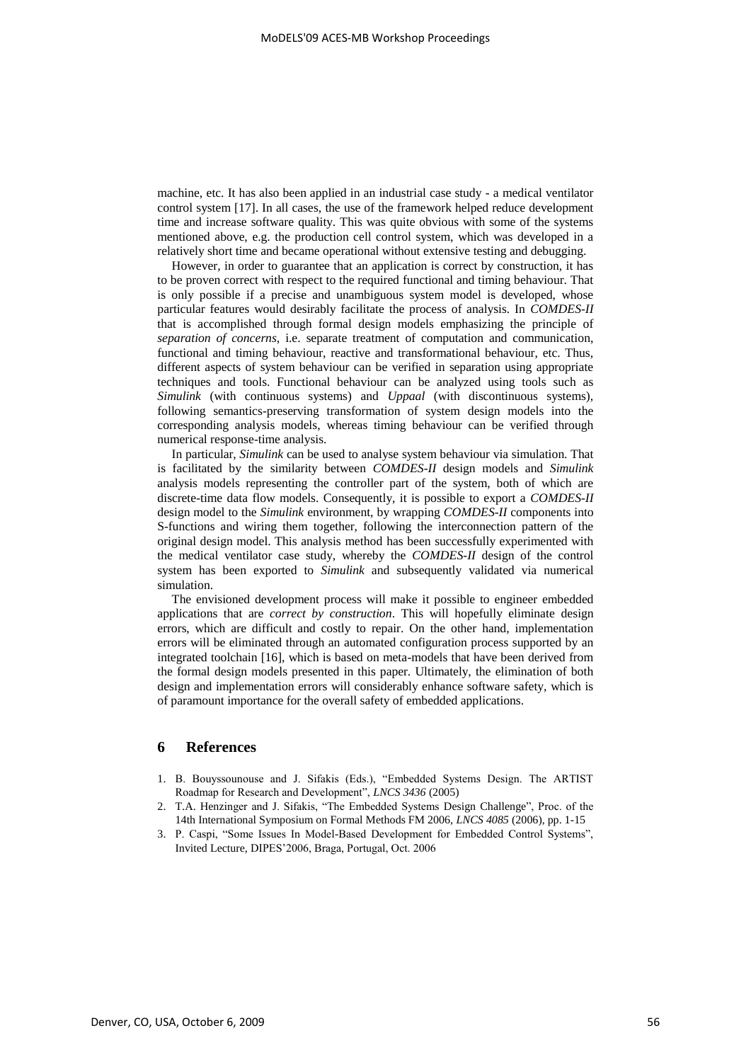machine, etc. It has also been applied in an industrial case study - a medical ventilator control system [17]. In all cases, the use of the framework helped reduce development time and increase software quality. This was quite obvious with some of the systems mentioned above, e.g. the production cell control system, which was developed in a relatively short time and became operational without extensive testing and debugging.

However, in order to guarantee that an application is correct by construction, it has to be proven correct with respect to the required functional and timing behaviour. That is only possible if a precise and unambiguous system model is developed, whose particular features would desirably facilitate the process of analysis. In *COMDES-II* that is accomplished through formal design models emphasizing the principle of *separation of concerns*, i.e. separate treatment of computation and communication, functional and timing behaviour, reactive and transformational behaviour, etc. Thus, different aspects of system behaviour can be verified in separation using appropriate techniques and tools. Functional behaviour can be analyzed using tools such as *Simulink* (with continuous systems) and *Uppaal* (with discontinuous systems), following semantics-preserving transformation of system design models into the corresponding analysis models, whereas timing behaviour can be verified through numerical response-time analysis.

In particular, *Simulink* can be used to analyse system behaviour via simulation. That is facilitated by the similarity between *COMDES-II* design models and *Simulink* analysis models representing the controller part of the system, both of which are discrete-time data flow models. Consequently, it is possible to export a *COMDES-II* design model to the *Simulink* environment, by wrapping *COMDES-II* components into S-functions and wiring them together, following the interconnection pattern of the original design model. This analysis method has been successfully experimented with the medical ventilator case study, whereby the *COMDES-II* design of the control system has been exported to *Simulink* and subsequently validated via numerical simulation.

The envisioned development process will make it possible to engineer embedded applications that are *correct by construction*. This will hopefully eliminate design errors, which are difficult and costly to repair. On the other hand, implementation errors will be eliminated through an automated configuration process supported by an integrated toolchain [16], which is based on meta-models that have been derived from the formal design models presented in this paper. Ultimately, the elimination of both design and implementation errors will considerably enhance software safety, which is of paramount importance for the overall safety of embedded applications.

## 6 References

1. B. Bouyssounouse and J. Sifakis (Eds.), "Embedded Systems Design. The ARTIST Roadmap for Research and Development", *LNCS 3436* (2005)
2. T.A. Henzinger and J. Sifakis, "The Embedded Systems Design Challenge", Proc. of the 14th International Symposium on Formal Methods FM 2006, *LNCS 4085* (2006), pp. 1-15
3. P. Caspi, "Some Issues In Model-Based Development for Embedded Control Systems", Invited Lecture, DIPES'2006, Braga, Portugal, Oct. 2006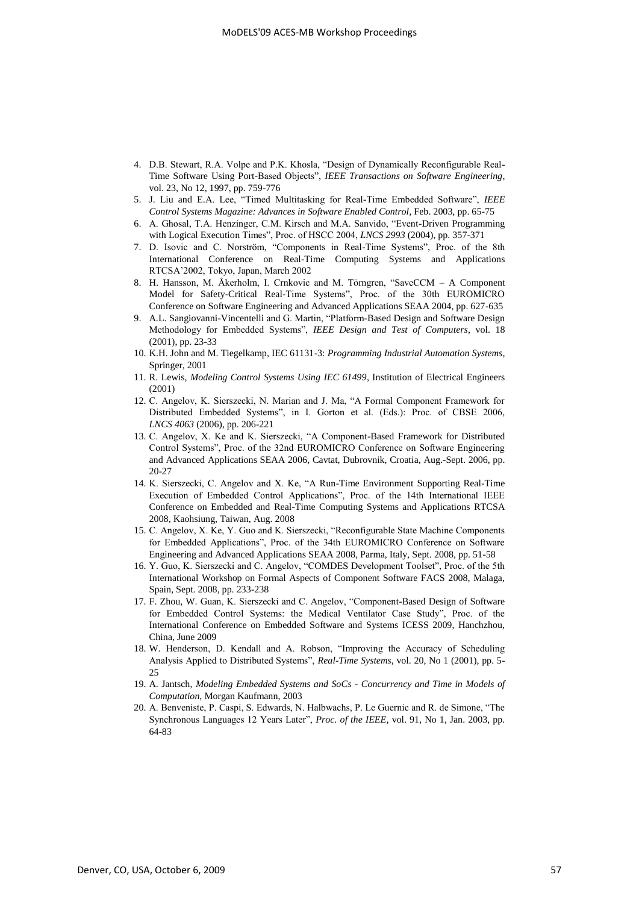4. D.B. Stewart, R.A. Volpe and P.K. Khosla, "Design of Dynamically Reconfigurable Real-Time Software Using Port-Based Objects", *IEEE Transactions on Software Engineering*, vol. 23, No 12, 1997, pp. 759-776
5. J. Liu and E.A. Lee, "Timed Multitasking for Real-Time Embedded Software", *IEEE Control Systems Magazine: Advances in Software Enabled Control*, Feb. 2003, pp. 65-75
6. A. Ghosal, T.A. Henzinger, C.M. Kirsch and M.A. Sanvido, "Event-Driven Programming with Logical Execution Times", Proc. of HSCC 2004, *LNCS 2993* (2004), pp. 357-371
7. D. Isovic and C. Norström, "Components in Real-Time Systems", Proc. of the 8th International Conference on Real-Time Computing Systems and Applications RTCSA'2002, Tokyo, Japan, March 2002
8. H. Hansson, M. Åkerholm, I. Crnkovic and M. Törngren, "SaveCCM – A Component Model for Safety-Critical Real-Time Systems", Proc. of the 30th EUROMICRO Conference on Software Engineering and Advanced Applications SEAA 2004, pp. 627-635
9. A.L. Sangiovanni-Vincentelli and G. Martin, "Platform-Based Design and Software Design Methodology for Embedded Systems", *IEEE Design and Test of Computers*, vol. 18 (2001), pp. 23-33
10. K.H. John and M. Tiegelkamp, IEC 61131-3: *Programming Industrial Automation Systems*, Springer, 2001
11. R. Lewis, *Modeling Control Systems Using IEC 61499*, Institution of Electrical Engineers (2001)
12. C. Angelov, K. Sierszecki, N. Marian and J. Ma, "A Formal Component Framework for Distributed Embedded Systems", in I. Gorton et al. (Eds.): Proc. of CBSE 2006, *LNCS 4063* (2006), pp. 206-221
13. C. Angelov, X. Ke and K. Sierszecki, "A Component-Based Framework for Distributed Control Systems", Proc. of the 32nd EUROMICRO Conference on Software Engineering and Advanced Applications SEAA 2006, Cavtat, Dubrovnik, Croatia, Aug.-Sept. 2006, pp. 20-27
14. K. Sierszecki, C. Angelov and X. Ke, "A Run-Time Environment Supporting Real-Time Execution of Embedded Control Applications", Proc. of the 14th International IEEE Conference on Embedded and Real-Time Computing Systems and Applications RTCSA 2008, Kaohsiung, Taiwan, Aug. 2008
15. C. Angelov, X. Ke, Y. Guo and K. Sierszecki, "Reconfigurable State Machine Components for Embedded Applications", Proc. of the 34th EUROMICRO Conference on Software Engineering and Advanced Applications SEAA 2008, Parma, Italy, Sept. 2008, pp. 51-58
16. Y. Guo, K. Sierszecki and C. Angelov, "COMDES Development Toolset", Proc. of the 5th International Workshop on Formal Aspects of Component Software FACS 2008, Malaga, Spain, Sept. 2008, pp. 233-238
17. F. Zhou, W. Guan, K. Sierszecki and C. Angelov, "Component-Based Design of Software for Embedded Control Systems: the Medical Ventilator Case Study", Proc. of the International Conference on Embedded Software and Systems ICESS 2009, Hanchzhou, China, June 2009
18. W. Henderson, D. Kendall and A. Robson, "Improving the Accuracy of Scheduling Analysis Applied to Distributed Systems", *Real-Time Systems*, vol. 20, No 1 (2001), pp. 5-25
19. A. Jantsch, *Modeling Embedded Systems and SoCs - Concurrency and Time in Models of Computation*, Morgan Kaufmann, 2003
20. A. Benveniste, P. Caspi, S. Edwards, N. Halbwachs, P. Le Guernic and R. de Simone, "The Synchronous Languages 12 Years Later", *Proc. of the IEEE*, vol. 91, No 1, Jan. 2003, pp. 64-83